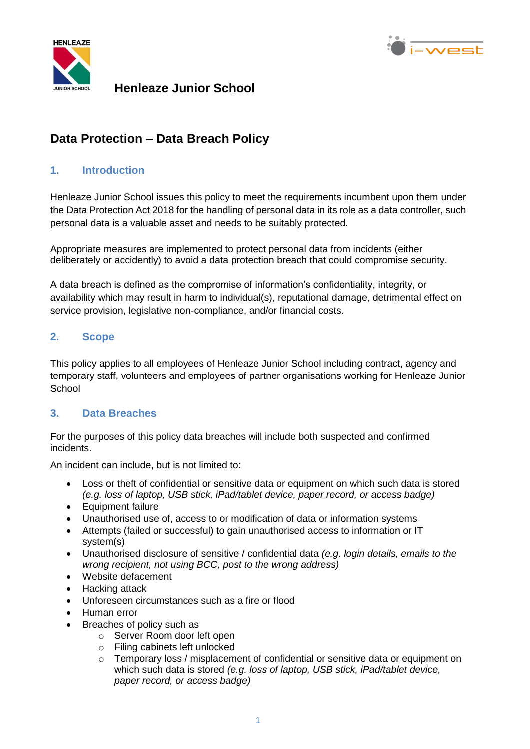**Henleaze Junior School**

# Data Protection – Data Breach Policy

## 1. Introduction

Henleaze Junior School issues this policy to meet the requirements incumbent upon them under the Data Protection Act 2018 for the handling of personal data in its role as a data controller, such personal data is a valuable asset and needs to be suitably protected.

Appropriate measures are implemented to protect personal data from incidents (either deliberately or accidently) to avoid a data protection breach that could compromise security.

A data breach is defined as the compromise of information's confidentiality, integrity, or availability which may result in harm to individual(s), reputational damage, detrimental effect on service provision, legislative non-compliance, and/or financial costs.

## 2. Scope

This policy applies to all employees of Henleaze Junior School including contract, agency and temporary staff, volunteers and employees of partner organisations working for Henleaze Junior School

## 3. Data Breaches

For the purposes of this policy data breaches will include both suspected and confirmed incidents.

An incident can include, but is not limited to:

- Loss or theft of confidential or sensitive data or equipment on which such data is stored *(e.g. loss of laptop, USB stick, iPad/tablet device, paper record, or access badge)*
- Equipment failure
- Unauthorised use of, access to or modification of data or information systems
- Attempts (failed or successful) to gain unauthorised access to information or IT system(s)
- Unauthorised disclosure of sensitive / confidential data *(e.g. login details, emails to the wrong recipient, not using BCC, post to the wrong address)*
- Website defacement
- Hacking attack
- Unforeseen circumstances such as a fire or flood
- Human error
- Breaches of policy such as
  - Server Room door left open
  - Filing cabinets left unlocked
  - Temporary loss / misplacement of confidential or sensitive data or equipment on which such data is stored *(e.g. loss of laptop, USB stick, iPad/tablet device, paper record, or access badge)*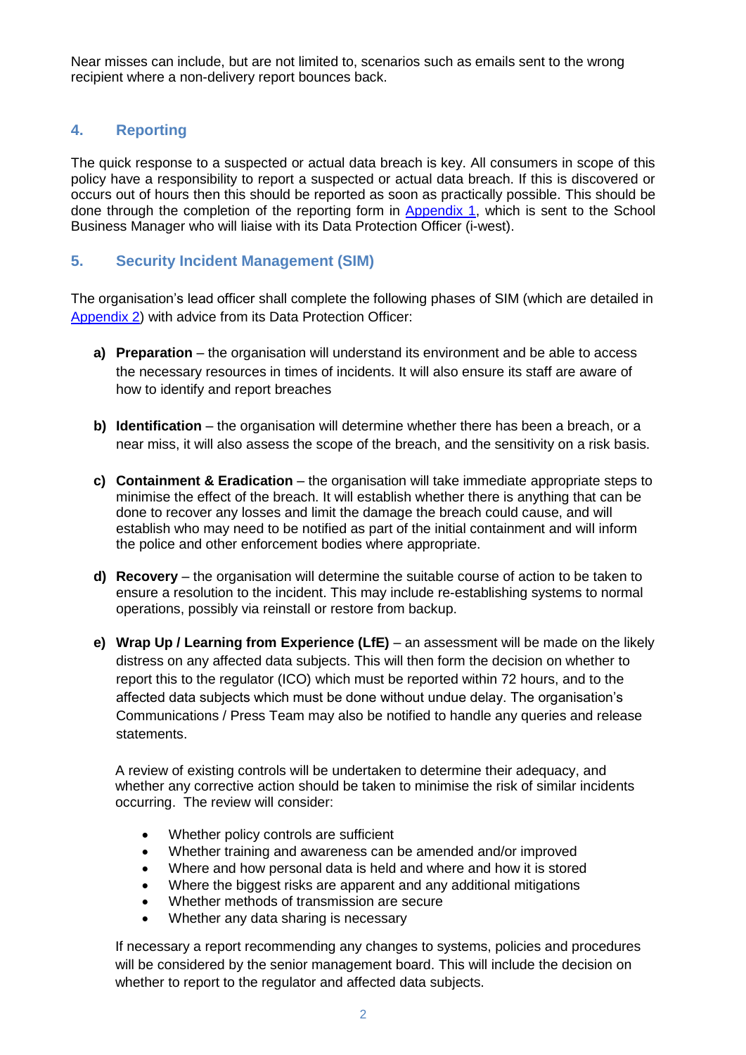Near misses can include, but are not limited to, scenarios such as emails sent to the wrong recipient where a non-delivery report bounces back.

## 4. Reporting

The quick response to a suspected or actual data breach is key. All consumers in scope of this policy have a responsibility to report a suspected or actual data breach. If this is discovered or occurs out of hours then this should be reported as soon as practically possible. This should be done through the completion of the reporting form in [Appendix 1](#), which is sent to the School Business Manager who will liaise with its Data Protection Officer (i-west).

## 5. Security Incident Management (SIM)

The organisation's lead officer shall complete the following phases of SIM (which are detailed in [Appendix 2](#)) with advice from its Data Protection Officer:

**a) Preparation** – the organisation will understand its environment and be able to access the necessary resources in times of incidents. It will also ensure its staff are aware of how to identify and report breaches

**b) Identification** – the organisation will determine whether there has been a breach, or a near miss, it will also assess the scope of the breach, and the sensitivity on a risk basis.

**c) Containment & Eradication** – the organisation will take immediate appropriate steps to minimise the effect of the breach. It will establish whether there is anything that can be done to recover any losses and limit the damage the breach could cause, and will establish who may need to be notified as part of the initial containment and will inform the police and other enforcement bodies where appropriate.

**d) Recovery** – the organisation will determine the suitable course of action to be taken to ensure a resolution to the incident. This may include re-establishing systems to normal operations, possibly via reinstall or restore from backup.

**e) Wrap Up / Learning from Experience (LfE)** – an assessment will be made on the likely distress on any affected data subjects. This will then form the decision on whether to report this to the regulator (ICO) which must be reported within 72 hours, and to the affected data subjects which must be done without undue delay. The organisation's Communications / Press Team may also be notified to handle any queries and release statements.

A review of existing controls will be undertaken to determine their adequacy, and whether any corrective action should be taken to minimise the risk of similar incidents occurring. The review will consider:

- Whether policy controls are sufficient
- Whether training and awareness can be amended and/or improved
- Where and how personal data is held and where and how it is stored
- Where the biggest risks are apparent and any additional mitigations
- Whether methods of transmission are secure
- Whether any data sharing is necessary

If necessary a report recommending any changes to systems, policies and procedures will be considered by the senior management board. This will include the decision on whether to report to the regulator and affected data subjects.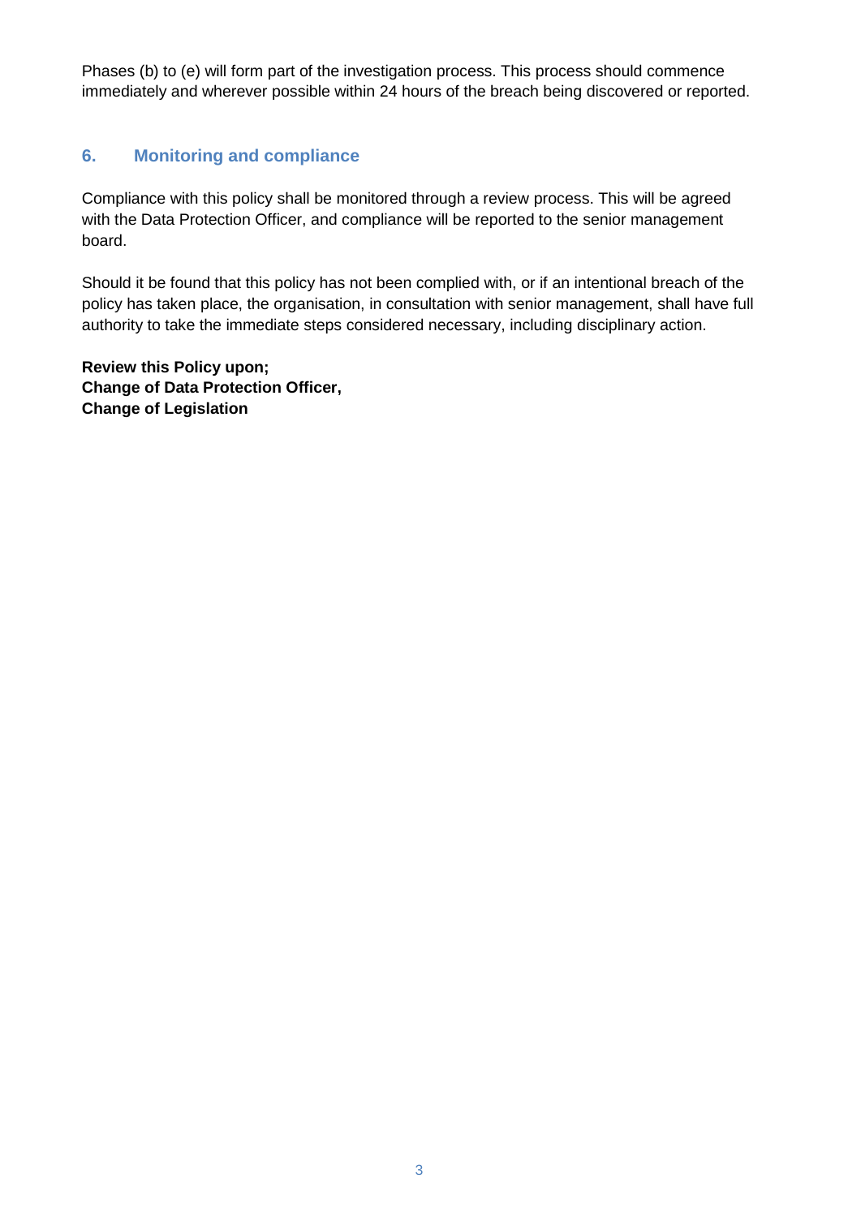Phases (b) to (e) will form part of the investigation process. This process should commence immediately and wherever possible within 24 hours of the breach being discovered or reported.

## 6. Monitoring and compliance

Compliance with this policy shall be monitored through a review process. This will be agreed with the Data Protection Officer, and compliance will be reported to the senior management board.

Should it be found that this policy has not been complied with, or if an intentional breach of the policy has taken place, the organisation, in consultation with senior management, shall have full authority to take the immediate steps considered necessary, including disciplinary action.

**Review this Policy upon;**
**Change of Data Protection Officer,**
**Change of Legislation**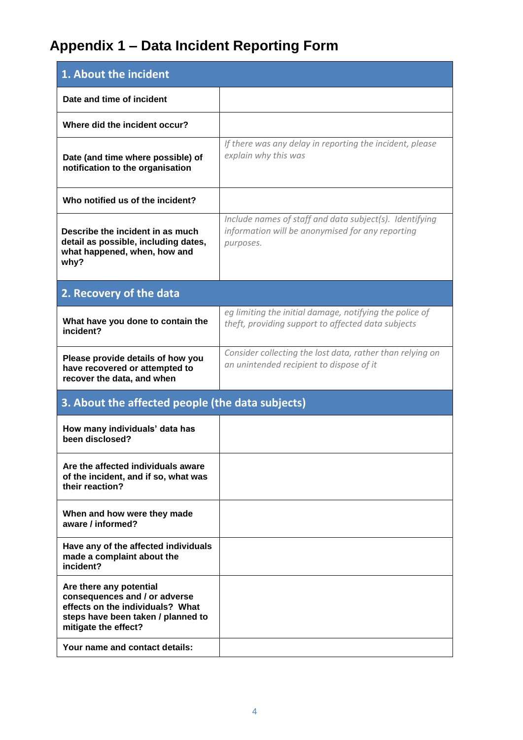# Appendix 1 – Data Incident Reporting Form

| 1. About the incident | |
|---|---|
| **Date and time of incident** | |
| **Where did the incident occur?** | |
| **Date (and time where possible) of notification to the organisation** | *If there was any delay in reporting the incident, please explain why this was* |
| **Who notified us of the incident?** | |
| **Describe the incident in as much detail as possible, including dates, what happened, when, how and why?** | *Include names of staff and data subject(s). Identifying information will be anonymised for any reporting purposes.* |
| **2. Recovery of the data** | |
| **What have you done to contain the incident?** | *eg limiting the initial damage, notifying the police of theft, providing support to affected data subjects* |
| **Please provide details of how you have recovered or attempted to recover the data, and when** | *Consider collecting the lost data, rather than relying on an unintended recipient to dispose of it* |
| **3. About the affected people (the data subjects)** | |
| **How many individuals' data has been disclosed?** | |
| **Are the affected individuals aware of the incident, and if so, what was their reaction?** | |
| **When and how were they made aware / informed?** | |
| **Have any of the affected individuals made a complaint about the incident?** | |
| **Are there any potential consequences and / or adverse effects on the individuals? What steps have been taken / planned to mitigate the effect?** | |
| **Your name and contact details:** | |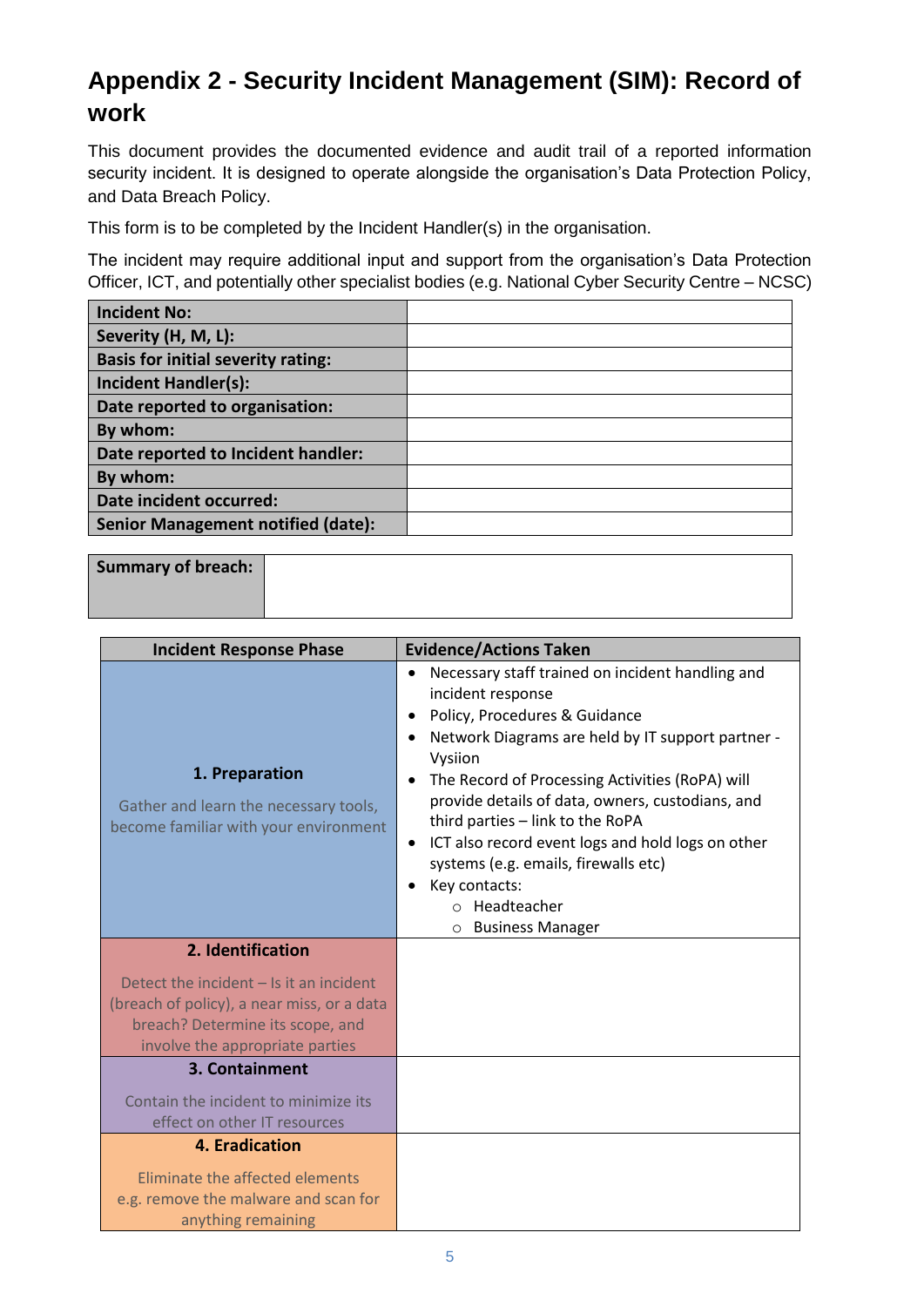# Appendix 2 - Security Incident Management (SIM): Record of work

This document provides the documented evidence and audit trail of a reported information security incident. It is designed to operate alongside the organisation's Data Protection Policy, and Data Breach Policy.

This form is to be completed by the Incident Handler(s) in the organisation.

The incident may require additional input and support from the organisation's Data Protection Officer, ICT, and potentially other specialist bodies (e.g. National Cyber Security Centre – NCSC)

| | |
|---|---|
| **Incident No:** | |
| **Severity (H, M, L):** | |
| **Basis for initial severity rating:** | |
| **Incident Handler(s):** | |
| **Date reported to organisation:** | |
| **By whom:** | |
| **Date reported to Incident handler:** | |
| **By whom:** | |
| **Date incident occurred:** | |
| **Senior Management notified (date):** | |

| | |
|---|---|
| **Summary of breach:** | |

| Incident Response Phase | Evidence/Actions Taken |
|---|---|
| **1. Preparation**<br><br>Gather and learn the necessary tools, become familiar with your environment | • Necessary staff trained on incident handling and incident response<br>• Policy, Procedures & Guidance<br>• Network Diagrams are held by IT support partner - Vysiion<br>• The Record of Processing Activities (RoPA) will provide details of data, owners, custodians, and third parties – link to the RoPA<br>• ICT also record event logs and hold logs on other systems (e.g. emails, firewalls etc)<br>• Key contacts:<br>  ○ Headteacher<br>  ○ Business Manager |
| **2. Identification**<br><br>Detect the incident – Is it an incident (breach of policy), a near miss, or a data breach? Determine its scope, and involve the appropriate parties | |
| **3. Containment**<br><br>Contain the incident to minimize its effect on other IT resources | |
| **4. Eradication**<br><br>Eliminate the affected elements e.g. remove the malware and scan for anything remaining | |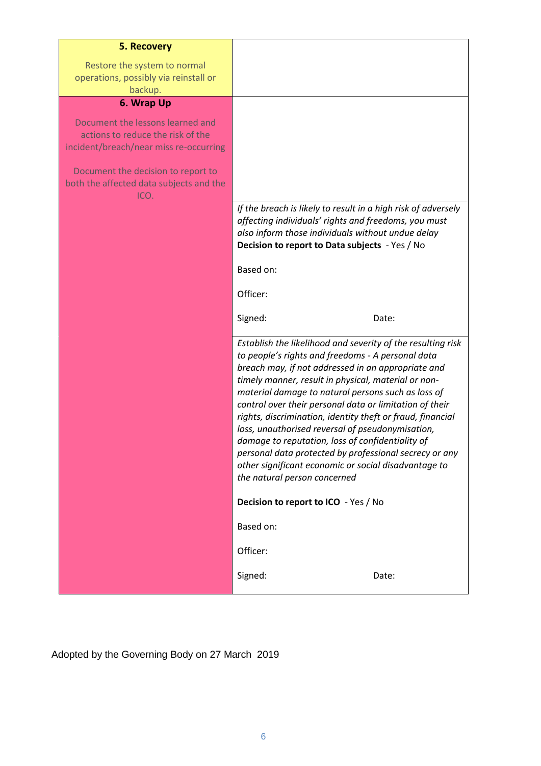| | |
|---|---|
| **5. Recovery**<br><br>Restore the system to normal operations, possibly via reinstall or backup. | |
| **6. Wrap Up**<br><br>Document the lessons learned and actions to reduce the risk of the incident/breach/near miss re-occurring<br><br>Document the decision to report to both the affected data subjects and the ICO. | |
| | *If the breach is likely to result in a high risk of adversely affecting individuals' rights and freedoms, you must also inform those individuals without undue delay*<br>**Decision to report to Data subjects** - Yes / No<br><br>Based on:<br><br>Officer:<br><br>Signed: Date: |
| | *Establish the likelihood and severity of the resulting risk to people's rights and freedoms - A personal data breach may, if not addressed in an appropriate and timely manner, result in physical, material or non-material damage to natural persons such as loss of control over their personal data or limitation of their rights, discrimination, identity theft or fraud, financial loss, unauthorised reversal of pseudonymisation, damage to reputation, loss of confidentiality of personal data protected by professional secrecy or any other significant economic or social disadvantage to the natural person concerned*<br><br>**Decision to report to ICO** - Yes / No<br><br>Based on:<br><br>Officer:<br><br>Signed: Date: |

Adopted by the Governing Body on 27 March 2019